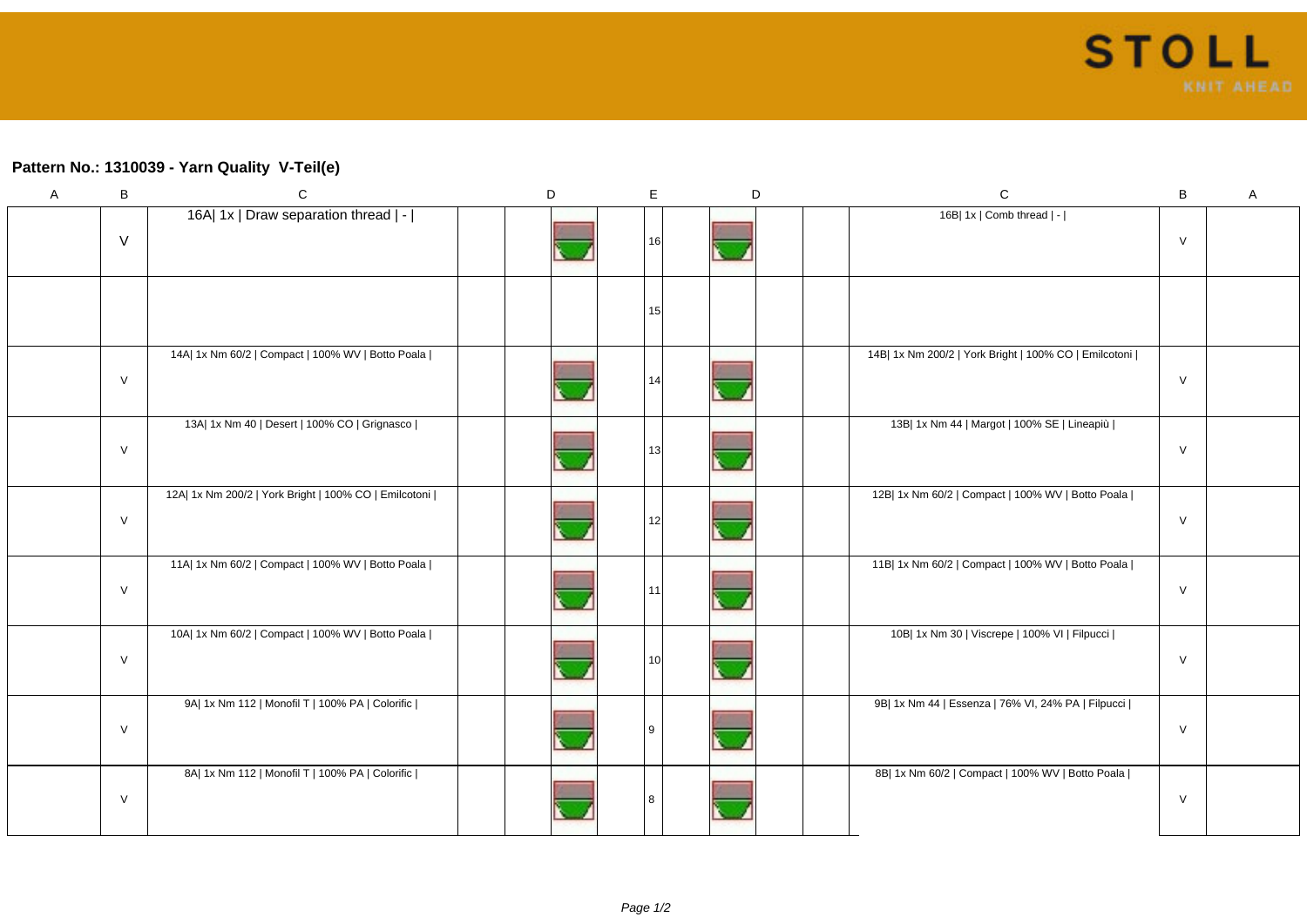**Pattern No.: 1310039 - Yarn Quality V-Teil(e)**

| A | B | C | | D | | E | D | | | C | B | A |
|---|---|---|---|---|---|---|---|---|---|---|---|---|
| | V | 16A\| 1x \| Draw separation thread \| - \| | | | | 16 | | | | 16B\| 1x \| Comb thread \| - \| | V | |
| | | | | | | 15 | | | | | | |
| | V | 14A\| 1x Nm 60/2 \| Compact \| 100% WV \| Botto Poala \| | | | | 14 | | | | 14B\| 1x Nm 200/2 \| York Bright \| 100% CO \| Emilcotoni \| | V | |
| | V | 13A\| 1x Nm 40 \| Desert \| 100% CO \| Grignasco \| | | | | 13 | | | | 13B\| 1x Nm 44 \| Margot \| 100% SE \| Lineapiù \| | V | |
| | V | 12A\| 1x Nm 200/2 \| York Bright \| 100% CO \| Emilcotoni \| | | | | 12 | | | | 12B\| 1x Nm 60/2 \| Compact \| 100% WV \| Botto Poala \| | V | |
| | V | 11A\| 1x Nm 60/2 \| Compact \| 100% WV \| Botto Poala \| | | | | 11 | | | | 11B\| 1x Nm 60/2 \| Compact \| 100% WV \| Botto Poala \| | V | |
| | V | 10A\| 1x Nm 60/2 \| Compact \| 100% WV \| Botto Poala \| | | | | 10 | | | | 10B\| 1x Nm 30 \| Viscrepe \| 100% VI \| Filpucci \| | V | |
| | V | 9A\| 1x Nm 112 \| Monofil T \| 100% PA \| Colorific \| | | | | 9 | | | | 9B\| 1x Nm 44 \| Essenza \| 76% VI, 24% PA \| Filpucci \| | V | |
| | V | 8A\| 1x Nm 112 \| Monofil T \| 100% PA \| Colorific \| | | | | 8 | | | | 8B\| 1x Nm 60/2 \| Compact \| 100% WV \| Botto Poala \| | V | |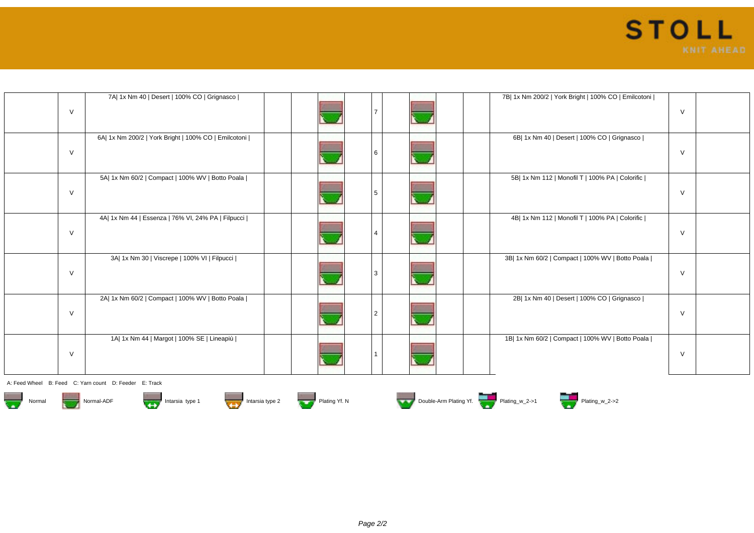| | | | | | | | | | | | | | |
|---|---|---|---|---|---|---|---|---|---|---|---|---|---|
| | V | 7A\| 1x Nm 40 \| Desert \| 100% CO \| Grignasco \| | | | | | 7 | | | | 7B\| 1x Nm 200/2 \| York Bright \| 100% CO \| Emilcotoni \| | V | |
| | V | 6A\| 1x Nm 200/2 \| York Bright \| 100% CO \| Emilcotoni \| | | | | | 6 | | | | 6B\| 1x Nm 40 \| Desert \| 100% CO \| Grignasco \| | V | |
| | V | 5A\| 1x Nm 60/2 \| Compact \| 100% WV \| Botto Poala \| | | | | | 5 | | | | 5B\| 1x Nm 112 \| Monofil T \| 100% PA \| Colorific \| | V | |
| | V | 4A\| 1x Nm 44 \| Essenza \| 76% VI, 24% PA \| Filpucci \| | | | | | 4 | | | | 4B\| 1x Nm 112 \| Monofil T \| 100% PA \| Colorific \| | V | |
| | V | 3A\| 1x Nm 30 \| Viscrepe \| 100% VI \| Filpucci \| | | | | | 3 | | | | 3B\| 1x Nm 60/2 \| Compact \| 100% WV \| Botto Poala \| | V | |
| | V | 2A\| 1x Nm 60/2 \| Compact \| 100% WV \| Botto Poala \| | | | | | 2 | | | | 2B\| 1x Nm 40 \| Desert \| 100% CO \| Grignasco \| | V | |
| | V | 1A\| 1x Nm 44 \| Margot \| 100% SE \| Lineapiù \| | | | | | 1 | | | | 1B\| 1x Nm 60/2 \| Compact \| 100% WV \| Botto Poala \| | V | |

A: Feed Wheel B: Feed C: Yarn count D: Feeder E: Track

Normal · Normal-ADF · Intarsia type 1 · Intarsia type 2 · Plating Yf. N · Double-Arm Plating Yf. · Plating_w_2->1 · Plating_w_2->2